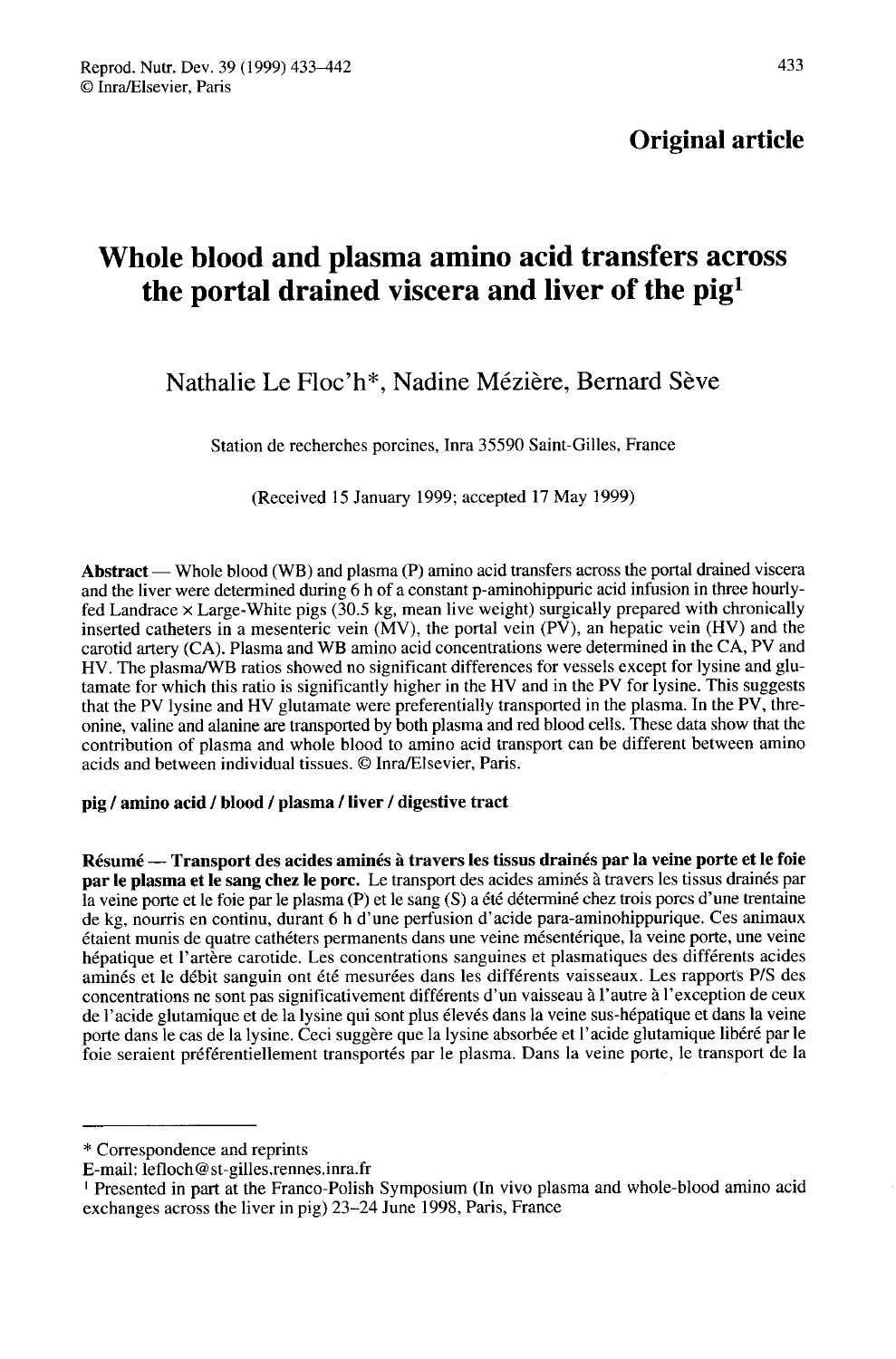Original article

# Whole blood and plasma amino acid transfers across the portal drained viscera and liver of the pig[1]

Nathalie Le Floc'h*, Nadine Mézière, Bernard Sève

Station de recherches porcines, Inra 35590 Saint-Gilles, France

(Received 15 January 1999; accepted 17 May 1999)

**Abstract** — Whole blood (WB) and plasma (P) amino acid transfers across the portal drained viscera and the liver were determined during 6 h of a constant p-aminohippuric acid infusion in three hourly-fed Landrace × Large-White pigs (30.5 kg, mean live weight) surgically prepared with chronically inserted catheters in a mesenteric vein (MV), the portal vein (PV), an hepatic vein (HV) and the carotid artery (CA). Plasma and WB amino acid concentrations were determined in the CA, PV and HV. The plasma/WB ratios showed no significant differences for vessels except for lysine and glutamate for which this ratio is significantly higher in the HV and in the PV for lysine. This suggests that the PV lysine and HV glutamate were preferentially transported in the plasma. In the PV, threonine, valine and alanine are transported by both plasma and red blood cells. These data show that the contribution of plasma and whole blood to amino acid transport can be different between amino acids and between individual tissues. © Inra/Elsevier, Paris.

**pig / amino acid / blood / plasma / liver / digestive tract**

**Résumé — Transport des acides aminés à travers les tissus drainés par la veine porte et le foie par le plasma et le sang chez le porc.** Le transport des acides aminés à travers les tissus drainés par la veine porte et le foie par le plasma (P) et le sang (S) a été déterminé chez trois porcs d'une trentaine de kg, nourris en continu, durant 6 h d'une perfusion d'acide para-aminohippurique. Ces animaux étaient munis de quatre cathéters permanents dans une veine mésentérique, la veine porte, une veine hépatique et l'artère carotide. Les concentrations sanguines et plasmatiques des différents acides aminés et le débit sanguin ont été mesurées dans les différents vaisseaux. Les rapports P/S des concentrations ne sont pas significativement différents d'un vaisseau à l'autre à l'exception de ceux de l'acide glutamique et de la lysine qui sont plus élevés dans la veine sus-hépatique et dans la veine porte dans le cas de la lysine. Ceci suggère que la lysine absorbée et l'acide glutamique libéré par le foie seraient préférentiellement transportés par le plasma. Dans la veine porte, le transport de la

---

* Correspondence and reprints
E-mail: lefloch@st-gilles.rennes.inra.fr

[1] Presented in part at the Franco-Polish Symposium (In vivo plasma and whole-blood amino acid exchanges across the liver in pig) 23–24 June 1998, Paris, France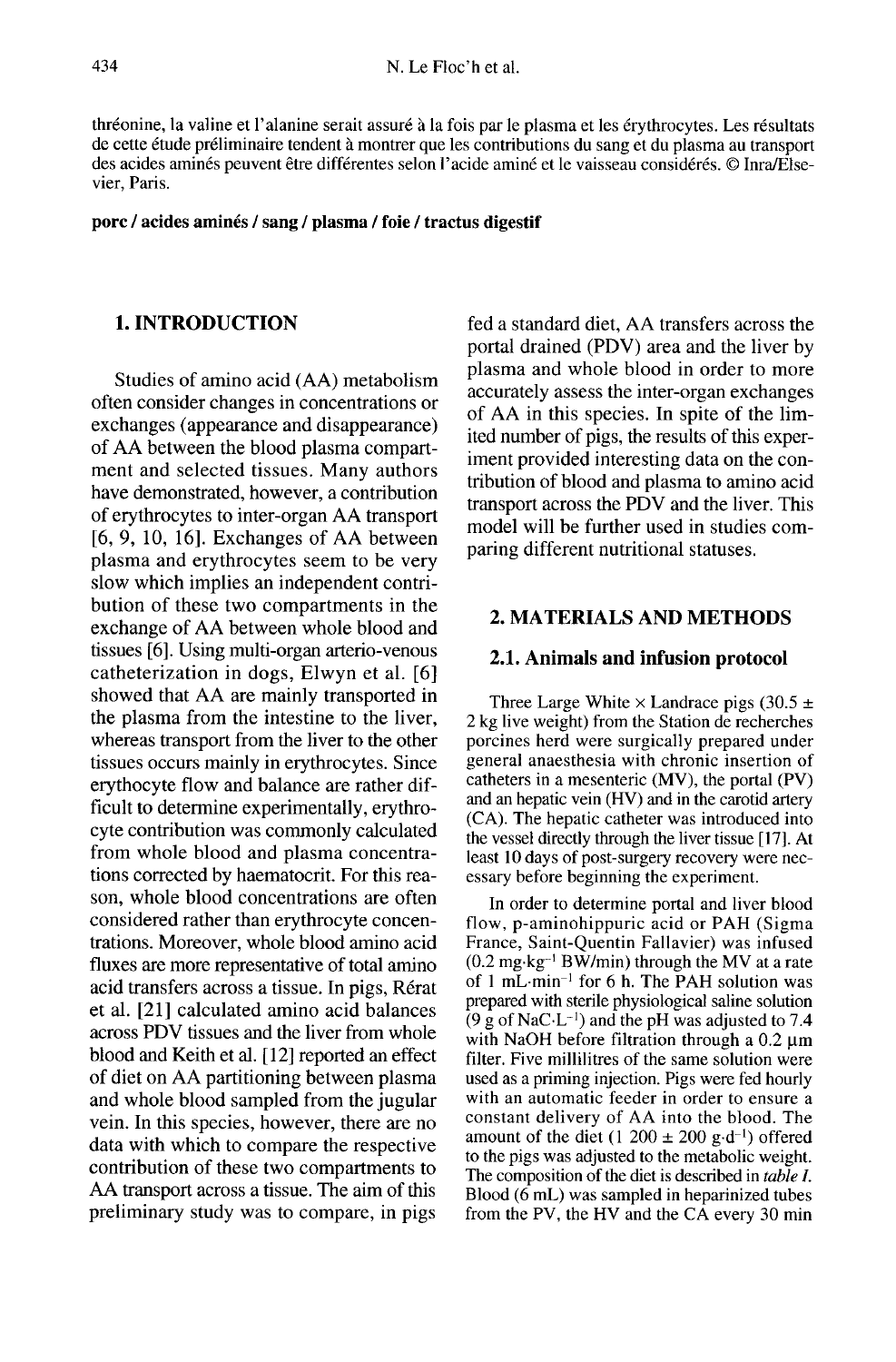thréonine, la valine et l'alanine serait assuré à la fois par le plasma et les érythrocytes. Les résultats de cette étude préliminaire tendent à montrer que les contributions du sang et du plasma au transport des acides aminés peuvent être différentes selon l'acide aminé et le vaisseau considérés. © Inra/Elsevier, Paris.

**porc / acides aminés / sang / plasma / foie / tractus digestif**

## 1. INTRODUCTION

Studies of amino acid (AA) metabolism often consider changes in concentrations or exchanges (appearance and disappearance) of AA between the blood plasma compartment and selected tissues. Many authors have demonstrated, however, a contribution of erythrocytes to inter-organ AA transport [6, 9, 10, 16]. Exchanges of AA between plasma and erythrocytes seem to be very slow which implies an independent contribution of these two compartments in the exchange of AA between whole blood and tissues [6]. Using multi-organ arterio-venous catheterization in dogs, Elwyn et al. [6] showed that AA are mainly transported in the plasma from the intestine to the liver, whereas transport from the liver to the other tissues occurs mainly in erythrocytes. Since erythocyte flow and balance are rather difficult to determine experimentally, erythrocyte contribution was commonly calculated from whole blood and plasma concentrations corrected by haematocrit. For this reason, whole blood concentrations are often considered rather than erythrocyte concentrations. Moreover, whole blood amino acid fluxes are more representative of total amino acid transfers across a tissue. In pigs, Rérat et al. [21] calculated amino acid balances across PDV tissues and the liver from whole blood and Keith et al. [12] reported an effect of diet on AA partitioning between plasma and whole blood sampled from the jugular vein. In this species, however, there are no data with which to compare the respective contribution of these two compartments to AA transport across a tissue. The aim of this preliminary study was to compare, in pigs fed a standard diet, AA transfers across the portal drained (PDV) area and the liver by plasma and whole blood in order to more accurately assess the inter-organ exchanges of AA in this species. In spite of the limited number of pigs, the results of this experiment provided interesting data on the contribution of blood and plasma to amino acid transport across the PDV and the liver. This model will be further used in studies comparing different nutritional statuses.

## 2. MATERIALS AND METHODS

### 2.1. Animals and infusion protocol

Three Large White × Landrace pigs (30.5 ± 2 kg live weight) from the Station de recherches porcines herd were surgically prepared under general anaesthesia with chronic insertion of catheters in a mesenteric (MV), the portal (PV) and an hepatic vein (HV) and in the carotid artery (CA). The hepatic catheter was introduced into the vessel directly through the liver tissue [17]. At least 10 days of post-surgery recovery were necessary before beginning the experiment.

In order to determine portal and liver blood flow, p-aminohippuric acid or PAH (Sigma France, Saint-Quentin Fallavier) was infused (0.2 mg·kg$^{-1}$ BW/min) through the MV at a rate of 1 mL·min$^{-1}$ for 6 h. The PAH solution was prepared with sterile physiological saline solution (9 g of NaC·L$^{-1}$) and the pH was adjusted to 7.4 with NaOH before filtration through a 0.2 µm filter. Five millilitres of the same solution were used as a priming injection. Pigs were fed hourly with an automatic feeder in order to ensure a constant delivery of AA into the blood. The amount of the diet (1 200 ± 200 g·d$^{-1}$) offered to the pigs was adjusted to the metabolic weight. The composition of the diet is described in *table I*. Blood (6 mL) was sampled in heparinized tubes from the PV, the HV and the CA every 30 min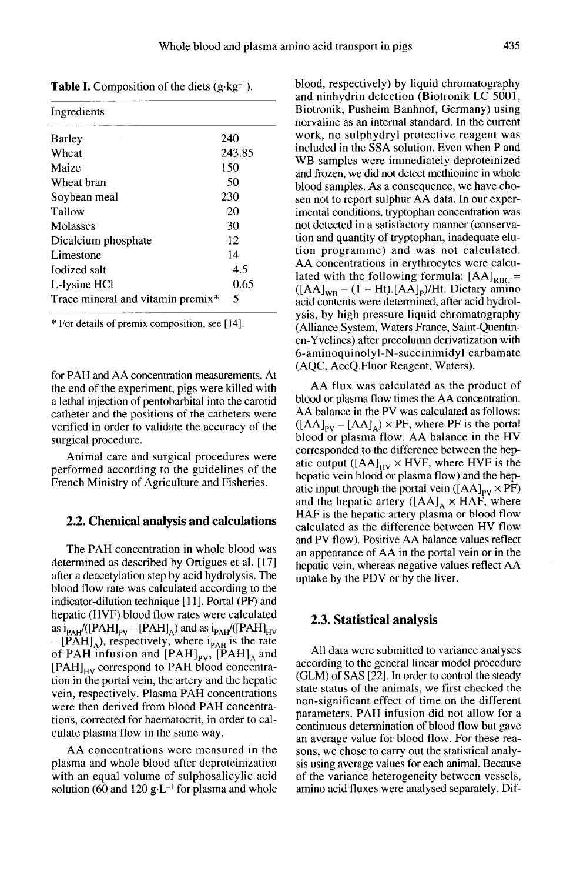**Table I.** Composition of the diets (g·kg$^{-1}$).

| Ingredients | |
|---|---|
| Barley | 240 |
| Wheat | 243.85 |
| Maize | 150 |
| Wheat bran | 50 |
| Soybean meal | 230 |
| Tallow | 20 |
| Molasses | 30 |
| Dicalcium phosphate | 12 |
| Limestone | 14 |
| Iodized salt | 4.5 |
| L-lysine HCl | 0.65 |
| Trace mineral and vitamin premix* | 5 |

* For details of premix composition, see [14].

for PAH and AA concentration measurements. At the end of the experiment, pigs were killed with a lethal injection of pentobarbital into the carotid catheter and the positions of the catheters were verified in order to validate the accuracy of the surgical procedure.

Animal care and surgical procedures were performed according to the guidelines of the French Ministry of Agriculture and Fisheries.

## 2.2. Chemical analysis and calculations

The PAH concentration in whole blood was determined as described by Ortigues et al. [17] after a deacetylation step by acid hydrolysis. The blood flow rate was calculated according to the indicator-dilution technique [11]. Portal (PF) and hepatic (HVF) blood flow rates were calculated as $i_{PAH}/([PAH]_{PV} - [PAH]_A)$ and as $i_{PAH}/([PAH]_{HV} - [PAH]_A)$, respectively, where $i_{PAH}$ is the rate of PAH infusion and $[PAH]_{PV}$, $[PAH]_A$ and $[PAH]_{HV}$ correspond to PAH blood concentration in the portal vein, the artery and the hepatic vein, respectively. Plasma PAH concentrations were then derived from blood PAH concentrations, corrected for haematocrit, in order to calculate plasma flow in the same way.

AA concentrations were measured in the plasma and whole blood after deproteinization with an equal volume of sulphosalicylic acid solution (60 and 120 g·L$^{-1}$ for plasma and whole blood, respectively) by liquid chromatography and ninhydrin detection (Biotronik LC 5001, Biotronik, Pusheim Banhnof, Germany) using norvaline as an internal standard. In the current work, no sulphydryl protective reagent was included in the SSA solution. Even when P and WB samples were immediately deproteinized and frozen, we did not detect methionine in whole blood samples. As a consequence, we have chosen not to report sulphur AA data. In our experimental conditions, tryptophan concentration was not detected in a satisfactory manner (conservation and quantity of tryptophan, inadequate elution programme) and was not calculated. AA concentrations in erythrocytes were calculated with the following formula: $[AA]_{RBC} = ([AA]_{WB} - (1 - Ht).[AA]_P)/Ht$. Dietary amino acid contents were determined, after acid hydrolysis, by high pressure liquid chromatography (Alliance System, Waters France, Saint-Quentin-en-Yvelines) after precolumn derivatization with 6-aminoquinolyl-N-succinimidyl carbamate (AQC, AccQ.Fluor Reagent, Waters).

AA flux was calculated as the product of blood or plasma flow times the AA concentration. AA balance in the PV was calculated as follows: $([AA]_{PV} - [AA]_A) \times PF$, where PF is the portal blood or plasma flow. AA balance in the HV corresponded to the difference between the hepatic output ($[AA]_{HV} \times HVF$, where HVF is the hepatic vein blood or plasma flow) and the hepatic input through the portal vein ($[AA]_{PV} \times PF$) and the hepatic artery ($[AA]_A \times HAF$, where HAF is the hepatic artery plasma or blood flow calculated as the difference between HV flow and PV flow). Positive AA balance values reflect an appearance of AA in the portal vein or in the hepatic vein, whereas negative values reflect AA uptake by the PDV or by the liver.

## 2.3. Statistical analysis

All data were submitted to variance analyses according to the general linear model procedure (GLM) of SAS [22]. In order to control the steady state status of the animals, we first checked the non-significant effect of time on the different parameters. PAH infusion did not allow for a continuous determination of blood flow but gave an average value for blood flow. For these reasons, we chose to carry out the statistical analysis using average values for each animal. Because of the variance heterogeneity between vessels, amino acid fluxes were analysed separately. Dif-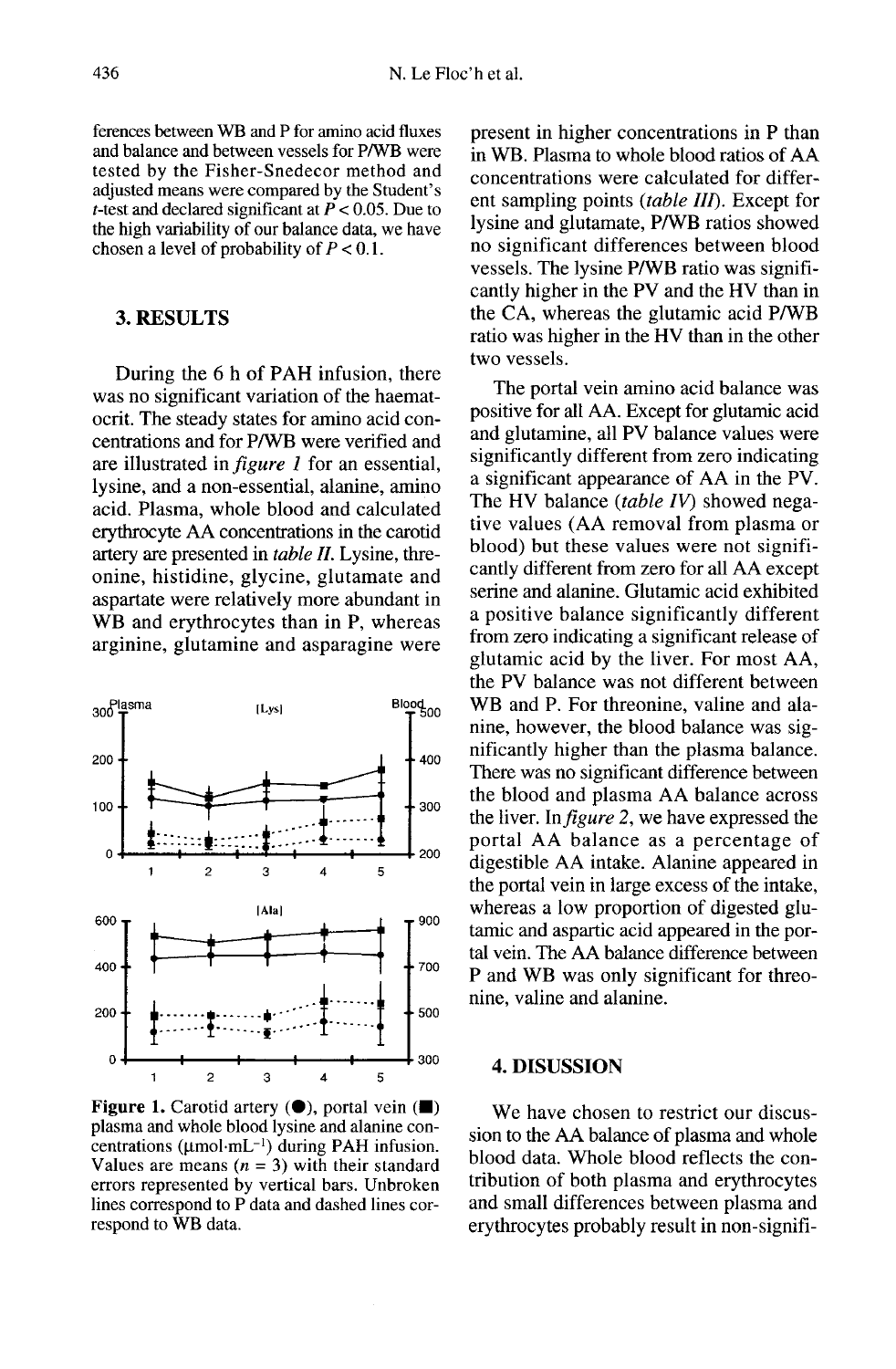ferences between WB and P for amino acid fluxes and balance and between vessels for P/WB were tested by the Fisher-Snedecor method and adjusted means were compared by the Student's $t$-test and declared significant at $P < 0.05$. Due to the high variability of our balance data, we have chosen a level of probability of $P < 0.1$.

## 3. RESULTS

During the 6 h of PAH infusion, there was no significant variation of the haematocrit. The steady states for amino acid concentrations and for P/WB were verified and are illustrated in *figure 1* for an essential, lysine, and a non-essential, alanine, amino acid. Plasma, whole blood and calculated erythrocyte AA concentrations in the carotid artery are presented in *table II*. Lysine, threonine, histidine, glycine, glutamate and aspartate were relatively more abundant in WB and erythrocytes than in P, whereas arginine, glutamine and asparagine were present in higher concentrations in P than in WB. Plasma to whole blood ratios of AA concentrations were calculated for different sampling points (*table III*). Except for lysine and glutamate, P/WB ratios showed no significant differences between blood vessels. The lysine P/WB ratio was significantly higher in the PV and the HV than in the CA, whereas the glutamic acid P/WB ratio was higher in the HV than in the other two vessels.

The portal vein amino acid balance was positive for all AA. Except for glutamic acid and glutamine, all PV balance values were significantly different from zero indicating a significant appearance of AA in the PV. The HV balance (*table IV*) showed negative values (AA removal from plasma or blood) but these values were not significantly different from zero for all AA except serine and alanine. Glutamic acid exhibited a positive balance significantly different from zero indicating a significant release of glutamic acid by the liver. For most AA, the PV balance was not different between WB and P. For threonine, valine and alanine, however, the blood balance was significantly higher than the plasma balance. There was no significant difference between the blood and plasma AA balance across the liver. In *figure 2*, we have expressed the portal AA balance as a percentage of digestible AA intake. Alanine appeared in the portal vein in large excess of the intake, whereas a low proportion of digested glutamic and aspartic acid appeared in the portal vein. The AA balance difference between P and WB was only significant for threonine, valine and alanine.

**Figure 1.** Carotid artery (●), portal vein (■) plasma and whole blood lysine and alanine concentrations (μmol·mL$^{-1}$) during PAH infusion. Values are means ($n = 3$) with their standard errors represented by vertical bars. Unbroken lines correspond to P data and dashed lines correspond to WB data.

## 4. DISUSSION

We have chosen to restrict our discussion to the AA balance of plasma and whole blood data. Whole blood reflects the contribution of both plasma and erythrocytes and small differences between plasma and erythrocytes probably result in non-signifi-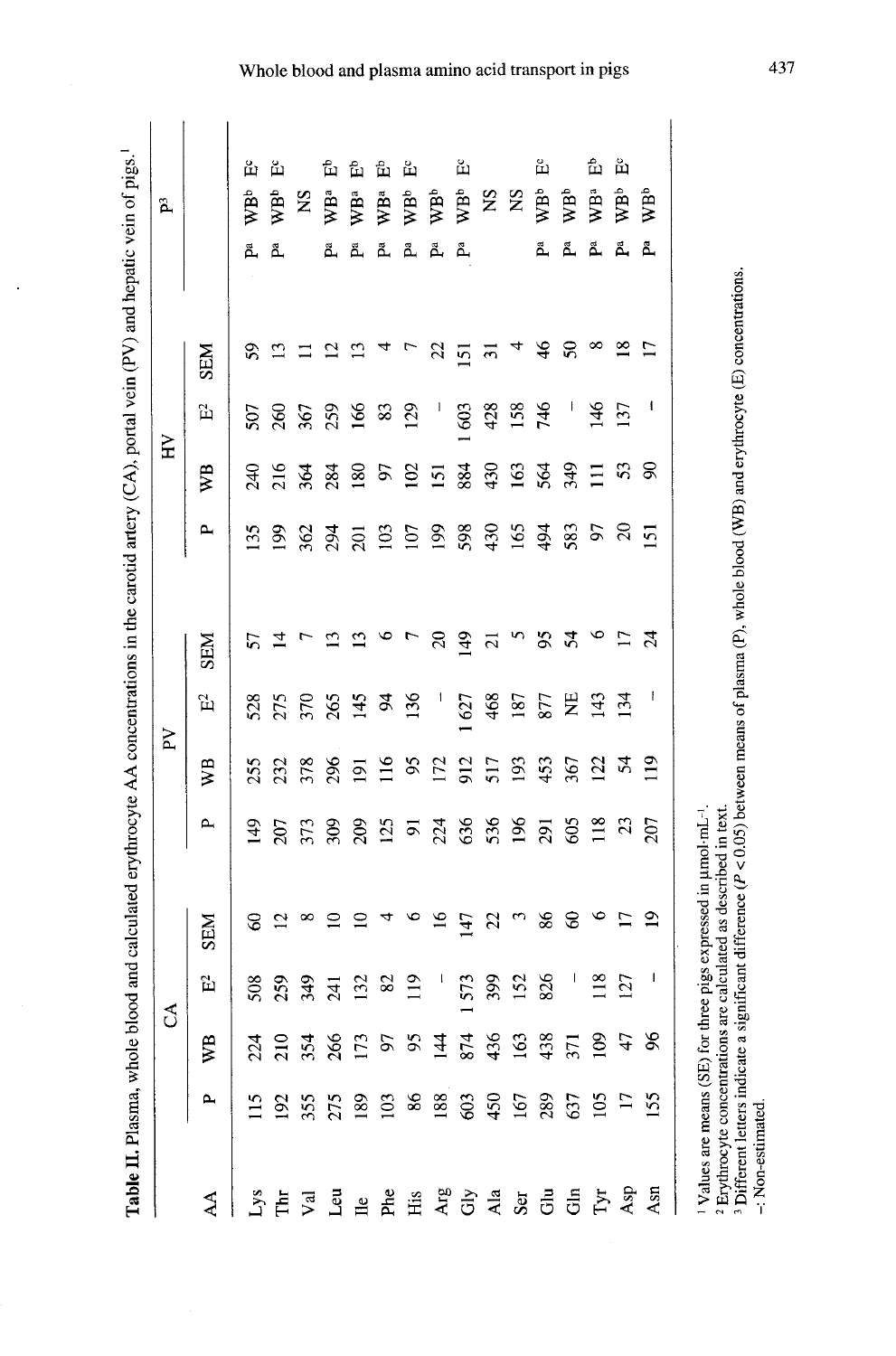**Table II.** Plasma, whole blood and calculated erythrocyte AA concentrations in the carotid artery (CA), portal vein (PV) and hepatic vein of pigs.[1]

| AA | CA | | | | PV | | | | HV | | | | P[3] | | |
|---|---|---|---|---|---|---|---|---|---|---|---|---|---|---|---|
| | P | WB | E[2] | SEM | P | WB | E[2] | SEM | P | WB | E[2] | SEM | | | |
| Lys | 115 | 224 | 508 | 60 | 149 | 255 | 528 | 57 | 135 | 240 | 507 | 59 | P[a] | WB[b] | E[c] |
| Thr | 192 | 210 | 259 | 12 | 207 | 232 | 275 | 14 | 199 | 216 | 260 | 13 | P[a] | WB[b] | E[c] |
| Val | 355 | 354 | 349 | 8 | 373 | 378 | 370 | 7 | 362 | 364 | 367 | 11 | | NS | |
| Leu | 275 | 266 | 241 | 10 | 309 | 296 | 265 | 13 | 294 | 284 | 259 | 12 | P[a] | WB[a] | E[b] |
| Ile | 189 | 173 | 132 | 10 | 209 | 191 | 145 | 13 | 201 | 180 | 166 | 13 | P[a] | WB[a] | E[b] |
| Phe | 103 | 97 | 82 | 4 | 125 | 116 | 94 | 6 | 103 | 97 | 83 | 4 | P[a] | WB[a] | E[b] |
| His | 86 | 95 | 119 | 6 | 91 | 95 | 136 | 7 | 107 | 102 | 129 | 7 | P[a] | WB[b] | E[c] |
| Arg | 188 | 144 | - | 16 | 224 | 172 | - | 20 | 199 | 151 | - | 22 | P[a] | WB[b] | |
| Gly | 603 | 874 | 1 573 | 147 | 636 | 912 | 1 627 | 149 | 598 | 884 | 1 603 | 151 | P[a] | WB[b] | E[c] |
| Ala | 450 | 436 | 399 | 22 | 536 | 517 | 468 | 21 | 430 | 430 | 428 | 31 | | NS | |
| Ser | 167 | 163 | 152 | 3 | 196 | 193 | 187 | 5 | 165 | 163 | 158 | 4 | | NS | |
| Glu | 289 | 438 | 826 | 86 | 291 | 453 | 877 | 95 | 494 | 564 | 746 | 46 | P[a] | WB[b] | E[c] |
| Gln | 637 | 371 | - | 60 | 605 | 367 | NE | 54 | 583 | 349 | - | 50 | P[a] | WB[b] | |
| Tyr | 105 | 109 | 118 | 6 | 118 | 122 | 143 | 6 | 97 | 111 | 146 | 8 | P[a] | WB[a] | E[b] |
| Asp | 17 | 47 | 127 | 17 | 23 | 54 | 134 | 17 | 20 | 53 | 137 | 18 | P[a] | WB[b] | E[c] |
| Asn | 155 | 96 | - | 19 | 207 | 119 | - | 24 | 151 | 90 | - | 17 | P[a] | WB[b] | |

[1] Values are means (SE) for three pigs expressed in µmol·mL$^{-1}$.
[2] Erythrocyte concentrations are calculated as described in text.
[3] Different letters indicate a significant difference ($P < 0.05$) between means of plasma (P), whole blood (WB) and erythrocyte (E) concentrations.
-: Non-estimated.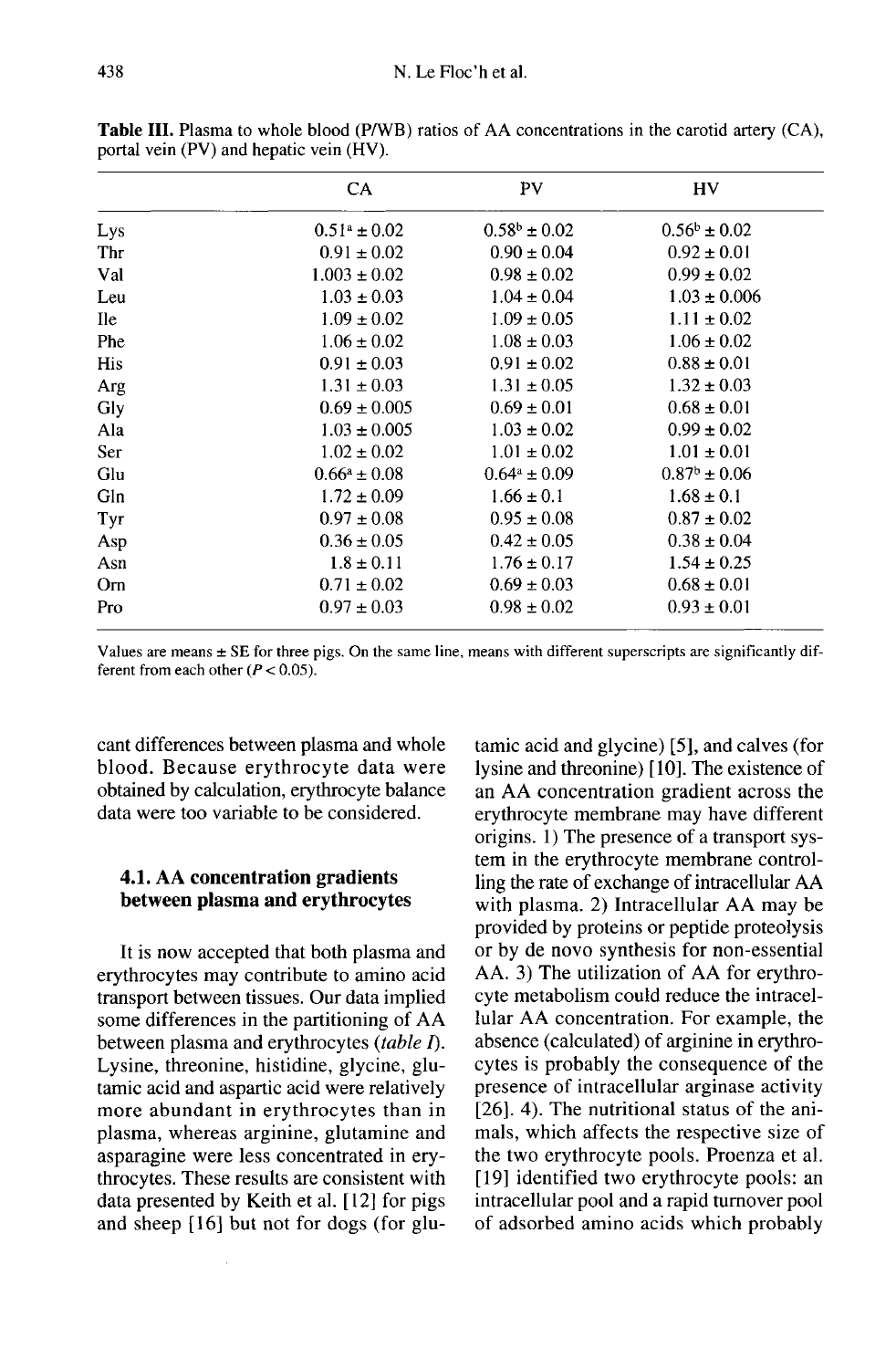**Table III.** Plasma to whole blood (P/WB) ratios of AA concentrations in the carotid artery (CA), portal vein (PV) and hepatic vein (HV).

| | CA | PV | HV |
|---|---|---|---|
| Lys | $0.51^a \pm 0.02$ | $0.58^b \pm 0.02$ | $0.56^b \pm 0.02$ |
| Thr | $0.91 \pm 0.02$ | $0.90 \pm 0.04$ | $0.92 \pm 0.01$ |
| Val | $1.003 \pm 0.02$ | $0.98 \pm 0.02$ | $0.99 \pm 0.02$ |
| Leu | $1.03 \pm 0.03$ | $1.04 \pm 0.04$ | $1.03 \pm 0.006$ |
| Ile | $1.09 \pm 0.02$ | $1.09 \pm 0.05$ | $1.11 \pm 0.02$ |
| Phe | $1.06 \pm 0.02$ | $1.08 \pm 0.03$ | $1.06 \pm 0.02$ |
| His | $0.91 \pm 0.03$ | $0.91 \pm 0.02$ | $0.88 \pm 0.01$ |
| Arg | $1.31 \pm 0.03$ | $1.31 \pm 0.05$ | $1.32 \pm 0.03$ |
| Gly | $0.69 \pm 0.005$ | $0.69 \pm 0.01$ | $0.68 \pm 0.01$ |
| Ala | $1.03 \pm 0.005$ | $1.03 \pm 0.02$ | $0.99 \pm 0.02$ |
| Ser | $1.02 \pm 0.02$ | $1.01 \pm 0.02$ | $1.01 \pm 0.01$ |
| Glu | $0.66^a \pm 0.08$ | $0.64^a \pm 0.09$ | $0.87^b \pm 0.06$ |
| Gln | $1.72 \pm 0.09$ | $1.66 \pm 0.1$ | $1.68 \pm 0.1$ |
| Tyr | $0.97 \pm 0.08$ | $0.95 \pm 0.08$ | $0.87 \pm 0.02$ |
| Asp | $0.36 \pm 0.05$ | $0.42 \pm 0.05$ | $0.38 \pm 0.04$ |
| Asn | $1.8 \pm 0.11$ | $1.76 \pm 0.17$ | $1.54 \pm 0.25$ |
| Orn | $0.71 \pm 0.02$ | $0.69 \pm 0.03$ | $0.68 \pm 0.01$ |
| Pro | $0.97 \pm 0.03$ | $0.98 \pm 0.02$ | $0.93 \pm 0.01$ |

Values are means ± SE for three pigs. On the same line, means with different superscripts are significantly different from each other ($P < 0.05$).

cant differences between plasma and whole blood. Because erythrocyte data were obtained by calculation, erythrocyte balance data were too variable to be considered.

### 4.1. AA concentration gradients between plasma and erythrocytes

It is now accepted that both plasma and erythrocytes may contribute to amino acid transport between tissues. Our data implied some differences in the partitioning of AA between plasma and erythrocytes (*table I*). Lysine, threonine, histidine, glycine, glutamic acid and aspartic acid were relatively more abundant in erythrocytes than in plasma, whereas arginine, glutamine and asparagine were less concentrated in erythrocytes. These results are consistent with data presented by Keith et al. [12] for pigs and sheep [16] but not for dogs (for glutamic acid and glycine) [5], and calves (for lysine and threonine) [10]. The existence of an AA concentration gradient across the erythrocyte membrane may have different origins. 1) The presence of a transport system in the erythrocyte membrane controlling the rate of exchange of intracellular AA with plasma. 2) Intracellular AA may be provided by proteins or peptide proteolysis or by de novo synthesis for non-essential AA. 3) The utilization of AA for erythrocyte metabolism could reduce the intracellular AA concentration. For example, the absence (calculated) of arginine in erythrocytes is probably the consequence of the presence of intracellular arginase activity [26]. 4). The nutritional status of the animals, which affects the respective size of the two erythrocyte pools. Proenza et al. [19] identified two erythrocyte pools: an intracellular pool and a rapid turnover pool of adsorbed amino acids which probably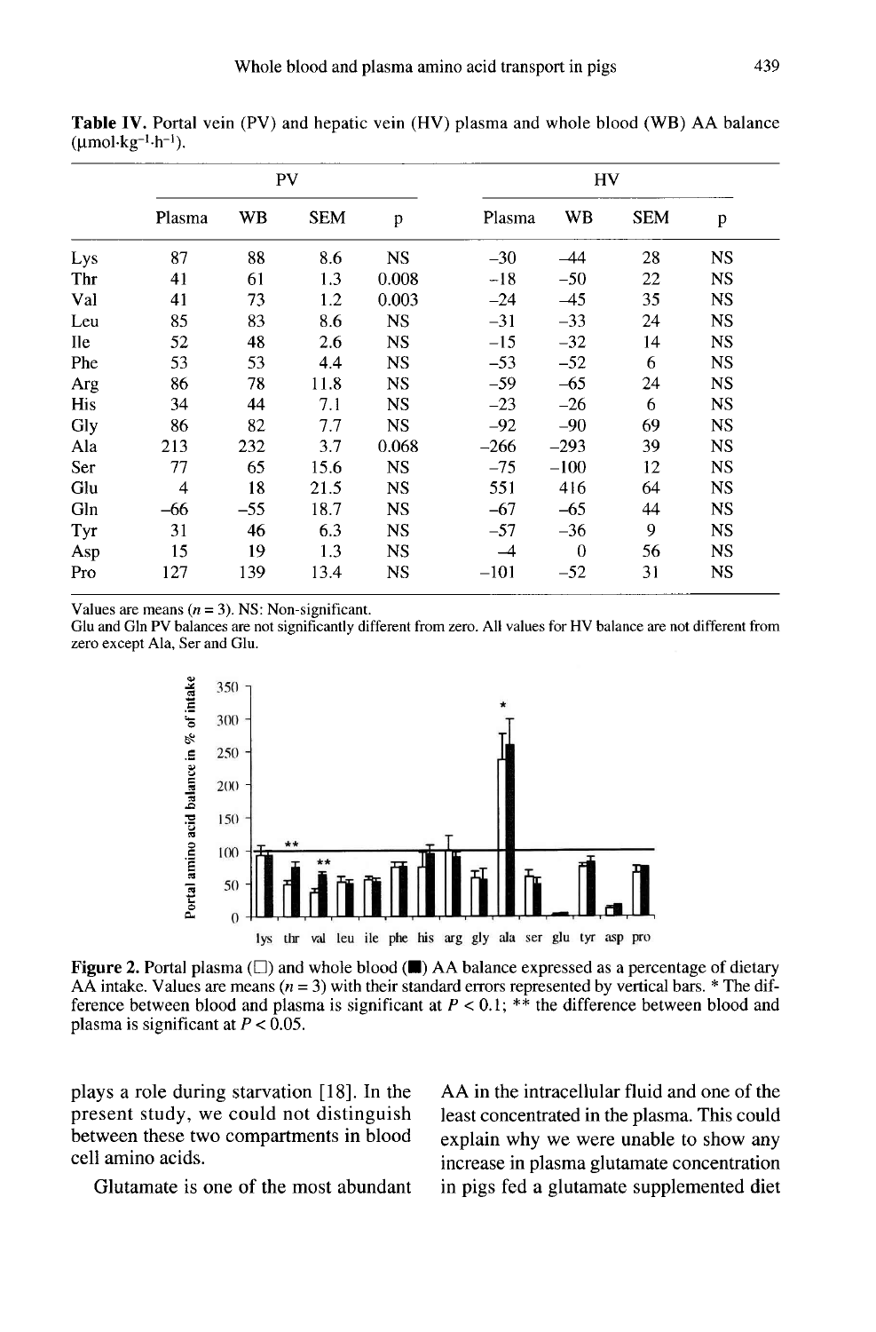**Table IV.** Portal vein (PV) and hepatic vein (HV) plasma and whole blood (WB) AA balance ($\mu mol \cdot kg^{-1} \cdot h^{-1}$).

| | PV | | | | HV | | | |
|---|---|---|---|---|---|---|---|---|
| | Plasma | WB | SEM | p | Plasma | WB | SEM | p |
| Lys | 87 | 88 | 8.6 | NS | –30 | –44 | 28 | NS |
| Thr | 41 | 61 | 1.3 | 0.008 | –18 | –50 | 22 | NS |
| Val | 41 | 73 | 1.2 | 0.003 | –24 | –45 | 35 | NS |
| Leu | 85 | 83 | 8.6 | NS | –31 | –33 | 24 | NS |
| Ile | 52 | 48 | 2.6 | NS | –15 | –32 | 14 | NS |
| Phe | 53 | 53 | 4.4 | NS | –53 | –52 | 6 | NS |
| Arg | 86 | 78 | 11.8 | NS | –59 | –65 | 24 | NS |
| His | 34 | 44 | 7.1 | NS | –23 | –26 | 6 | NS |
| Gly | 86 | 82 | 7.7 | NS | –92 | –90 | 69 | NS |
| Ala | 213 | 232 | 3.7 | 0.068 | –266 | –293 | 39 | NS |
| Ser | 77 | 65 | 15.6 | NS | –75 | –100 | 12 | NS |
| Glu | 4 | 18 | 21.5 | NS | 551 | 416 | 64 | NS |
| Gln | –66 | –55 | 18.7 | NS | –67 | –65 | 44 | NS |
| Tyr | 31 | 46 | 6.3 | NS | –57 | –36 | 9 | NS |
| Asp | 15 | 19 | 1.3 | NS | –4 | 0 | 56 | NS |
| Pro | 127 | 139 | 13.4 | NS | –101 | –52 | 31 | NS |

Values are means ($n = 3$). NS: Non-significant.
Glu and Gln PV balances are not significantly different from zero. All values for HV balance are not different from zero except Ala, Ser and Glu.

**Figure 2.** Portal plasma (□) and whole blood (■) AA balance expressed as a percentage of dietary AA intake. Values are means ($n = 3$) with their standard errors represented by vertical bars. * The difference between blood and plasma is significant at $P < 0.1$; ** the difference between blood and plasma is significant at $P < 0.05$.

plays a role during starvation [18]. In the present study, we could not distinguish between these two compartments in blood cell amino acids.

Glutamate is one of the most abundant AA in the intracellular fluid and one of the least concentrated in the plasma. This could explain why we were unable to show any increase in plasma glutamate concentration in pigs fed a glutamate supplemented diet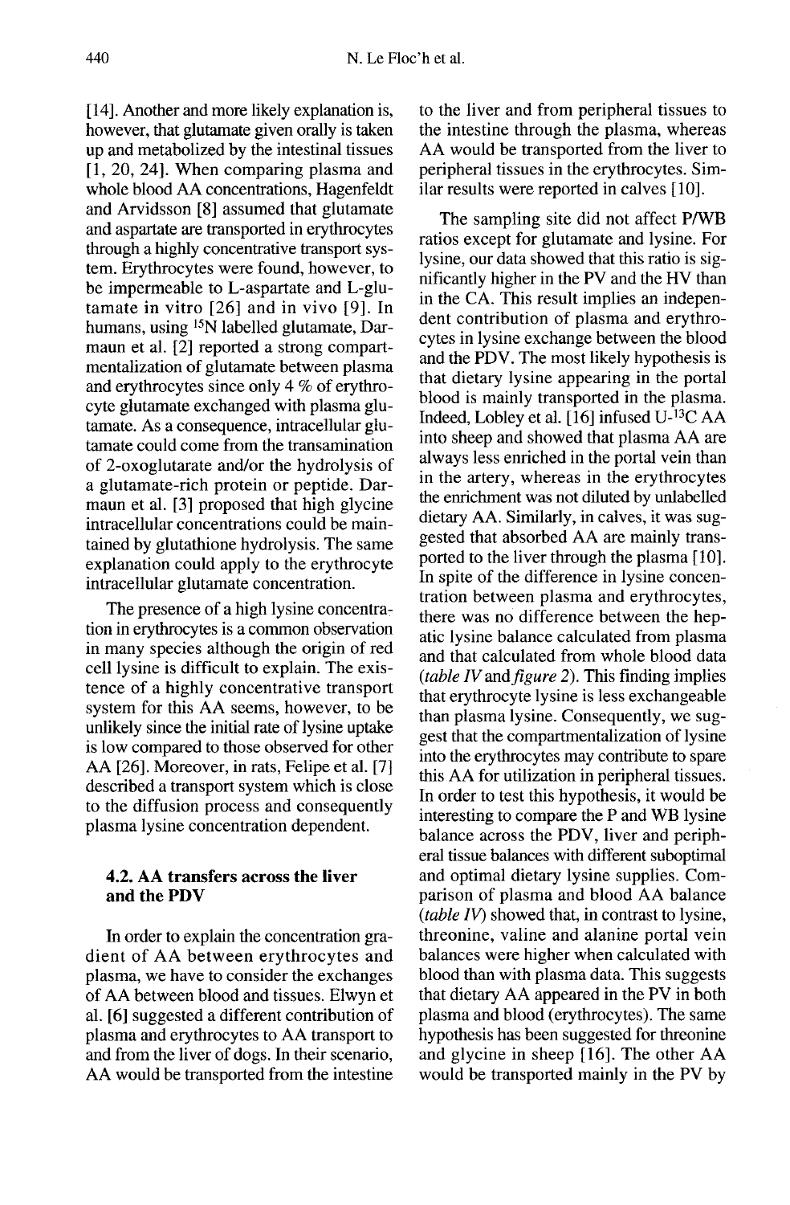[14]. Another and more likely explanation is, however, that glutamate given orally is taken up and metabolized by the intestinal tissues [1, 20, 24]. When comparing plasma and whole blood AA concentrations, Hagenfeldt and Arvidsson [8] assumed that glutamate and aspartate are transported in erythrocytes through a highly concentrative transport system. Erythrocytes were found, however, to be impermeable to L-aspartate and L-glutamate in vitro [26] and in vivo [9]. In humans, using $^{15}N$ labelled glutamate, Darmaun et al. [2] reported a strong compartmentalization of glutamate between plasma and erythrocytes since only 4 % of erythrocyte glutamate exchanged with plasma glutamate. As a consequence, intracellular glutamate could come from the transamination of 2-oxoglutarate and/or the hydrolysis of a glutamate-rich protein or peptide. Darmaun et al. [3] proposed that high glycine intracellular concentrations could be maintained by glutathione hydrolysis. The same explanation could apply to the erythrocyte intracellular glutamate concentration.

The presence of a high lysine concentration in erythrocytes is a common observation in many species although the origin of red cell lysine is difficult to explain. The existence of a highly concentrative transport system for this AA seems, however, to be unlikely since the initial rate of lysine uptake is low compared to those observed for other AA [26]. Moreover, in rats, Felipe et al. [7] described a transport system which is close to the diffusion process and consequently plasma lysine concentration dependent.

### 4.2. AA transfers across the liver and the PDV

In order to explain the concentration gradient of AA between erythrocytes and plasma, we have to consider the exchanges of AA between blood and tissues. Elwyn et al. [6] suggested a different contribution of plasma and erythrocytes to AA transport to and from the liver of dogs. In their scenario, AA would be transported from the intestine to the liver and from peripheral tissues to the intestine through the plasma, whereas AA would be transported from the liver to peripheral tissues in the erythrocytes. Similar results were reported in calves [10].

The sampling site did not affect P/WB ratios except for glutamate and lysine. For lysine, our data showed that this ratio is significantly higher in the PV and the HV than in the CA. This result implies an independent contribution of plasma and erythrocytes in lysine exchange between the blood and the PDV. The most likely hypothesis is that dietary lysine appearing in the portal blood is mainly transported in the plasma. Indeed, Lobley et al. [16] infused U-$^{13}C$ AA into sheep and showed that plasma AA are always less enriched in the portal vein than in the artery, whereas in the erythrocytes the enrichment was not diluted by unlabelled dietary AA. Similarly, in calves, it was suggested that absorbed AA are mainly transported to the liver through the plasma [10]. In spite of the difference in lysine concentration between plasma and erythrocytes, there was no difference between the hepatic lysine balance calculated from plasma and that calculated from whole blood data (*table IV* and *figure 2*). This finding implies that erythrocyte lysine is less exchangeable than plasma lysine. Consequently, we suggest that the compartmentalization of lysine into the erythrocytes may contribute to spare this AA for utilization in peripheral tissues. In order to test this hypothesis, it would be interesting to compare the P and WB lysine balance across the PDV, liver and peripheral tissue balances with different suboptimal and optimal dietary lysine supplies. Comparison of plasma and blood AA balance (*table IV*) showed that, in contrast to lysine, threonine, valine and alanine portal vein balances were higher when calculated with blood than with plasma data. This suggests that dietary AA appeared in the PV in both plasma and blood (erythrocytes). The same hypothesis has been suggested for threonine and glycine in sheep [16]. The other AA would be transported mainly in the PV by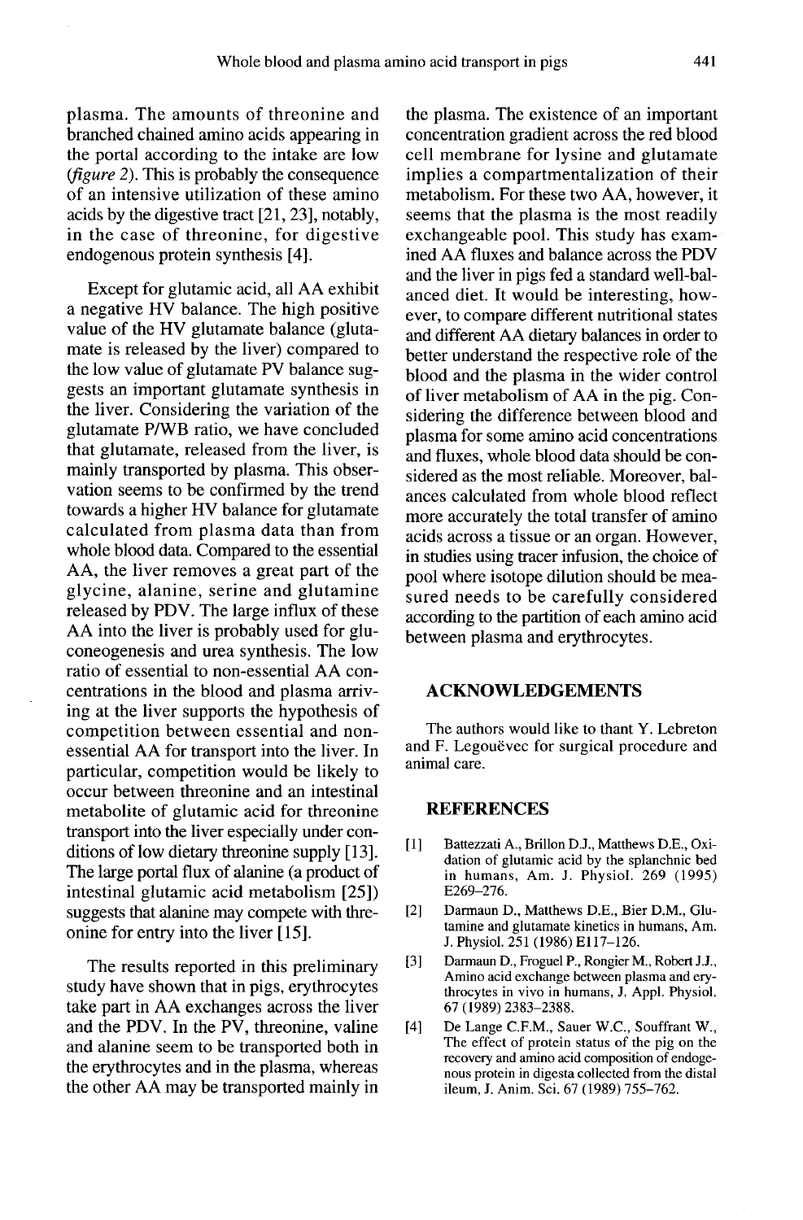plasma. The amounts of threonine and branched chained amino acids appearing in the portal according to the intake are low (*figure 2*). This is probably the consequence of an intensive utilization of these amino acids by the digestive tract [21, 23], notably, in the case of threonine, for digestive endogenous protein synthesis [4].

Except for glutamic acid, all AA exhibit a negative HV balance. The high positive value of the HV glutamate balance (glutamate is released by the liver) compared to the low value of glutamate PV balance suggests an important glutamate synthesis in the liver. Considering the variation of the glutamate P/WB ratio, we have concluded that glutamate, released from the liver, is mainly transported by plasma. This observation seems to be confirmed by the trend towards a higher HV balance for glutamate calculated from plasma data than from whole blood data. Compared to the essential AA, the liver removes a great part of the glycine, alanine, serine and glutamine released by PDV. The large influx of these AA into the liver is probably used for gluconeogenesis and urea synthesis. The low ratio of essential to non-essential AA concentrations in the blood and plasma arriving at the liver supports the hypothesis of competition between essential and non-essential AA for transport into the liver. In particular, competition would be likely to occur between threonine and an intestinal metabolite of glutamic acid for threonine transport into the liver especially under conditions of low dietary threonine supply [13]. The large portal flux of alanine (a product of intestinal glutamic acid metabolism [25]) suggests that alanine may compete with threonine for entry into the liver [15].

The results reported in this preliminary study have shown that in pigs, erythrocytes take part in AA exchanges across the liver and the PDV. In the PV, threonine, valine and alanine seem to be transported both in the erythrocytes and in the plasma, whereas the other AA may be transported mainly in the plasma. The existence of an important concentration gradient across the red blood cell membrane for lysine and glutamate implies a compartmentalization of their metabolism. For these two AA, however, it seems that the plasma is the most readily exchangeable pool. This study has examined AA fluxes and balance across the PDV and the liver in pigs fed a standard well-balanced diet. It would be interesting, however, to compare different nutritional states and different AA dietary balances in order to better understand the respective role of the blood and the plasma in the wider control of liver metabolism of AA in the pig. Considering the difference between blood and plasma for some amino acid concentrations and fluxes, whole blood data should be considered as the most reliable. Moreover, balances calculated from whole blood reflect more accurately the total transfer of amino acids across a tissue or an organ. However, in studies using tracer infusion, the choice of pool where isotope dilution should be measured needs to be carefully considered according to the partition of each amino acid between plasma and erythrocytes.

## ACKNOWLEDGEMENTS

The authors would like to thant Y. Lebreton and F. Legouëvec for surgical procedure and animal care.

## REFERENCES

[1] Battezzati A., Brillon D.J., Matthews D.E., Oxidation of glutamic acid by the splanchnic bed in humans, Am. J. Physiol. 269 (1995) E269–276.

[2] Darmaun D., Matthews D.E., Bier D.M., Glutamine and glutamate kinetics in humans, Am. J. Physiol. 251 (1986) E117–126.

[3] Darmaun D., Froguel P., Rongier M., Robert J.J., Amino acid exchange between plasma and erythrocytes in vivo in humans, J. Appl. Physiol. 67 (1989) 2383–2388.

[4] De Lange C.F.M., Sauer W.C., Souffrant W., The effect of protein status of the pig on the recovery and amino acid composition of endogenous protein in digesta collected from the distal ileum, J. Anim. Sci. 67 (1989) 755–762.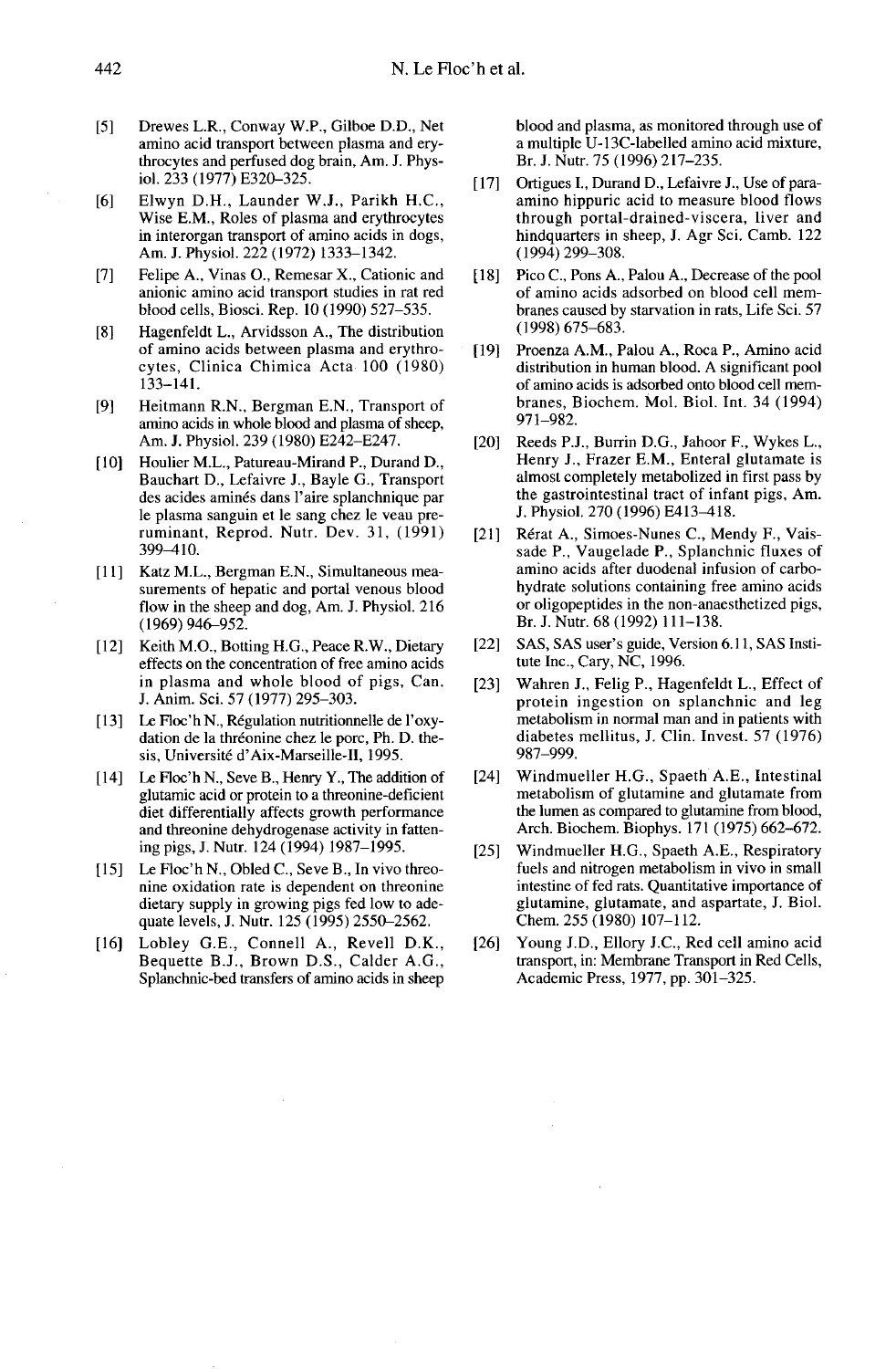[5] Drewes L.R., Conway W.P., Gilboe D.D., Net amino acid transport between plasma and erythrocytes and perfused dog brain, Am. J. Physiol. 233 (1977) E320–325.

[6] Elwyn D.H., Launder W.J., Parikh H.C., Wise E.M., Roles of plasma and erythrocytes in interorgan transport of amino acids in dogs, Am. J. Physiol. 222 (1972) 1333–1342.

[7] Felipe A., Vinas O., Remesar X., Cationic and anionic amino acid transport studies in rat red blood cells, Biosci. Rep. 10 (1990) 527–535.

[8] Hagenfeldt L., Arvidsson A., The distribution of amino acids between plasma and erythrocytes, Clinica Chimica Acta 100 (1980) 133–141.

[9] Heitmann R.N., Bergman E.N., Transport of amino acids in whole blood and plasma of sheep, Am. J. Physiol. 239 (1980) E242–E247.

[10] Houlier M.L., Patureau-Mirand P., Durand D., Bauchart D., Lefaivre J., Bayle G., Transport des acides aminés dans l'aire splanchnique par le plasma sanguin et le sang chez le veau preruminant, Reprod. Nutr. Dev. 31, (1991) 399–410.

[11] Katz M.L., Bergman E.N., Simultaneous measurements of hepatic and portal venous blood flow in the sheep and dog, Am. J. Physiol. 216 (1969) 946–952.

[12] Keith M.O., Botting H.G., Peace R.W., Dietary effects on the concentration of free amino acids in plasma and whole blood of pigs, Can. J. Anim. Sci. 57 (1977) 295–303.

[13] Le Floc'h N., Régulation nutritionnelle de l'oxydation de la thréonine chez le porc, Ph. D. thesis, Université d'Aix-Marseille-II, 1995.

[14] Le Floc'h N., Seve B., Henry Y., The addition of glutamic acid or protein to a threonine-deficient diet differentially affects growth performance and threonine dehydrogenase activity in fattening pigs, J. Nutr. 124 (1994) 1987–1995.

[15] Le Floc'h N., Obled C., Seve B., In vivo threonine oxidation rate is dependent on threonine dietary supply in growing pigs fed low to adequate levels, J. Nutr. 125 (1995) 2550–2562.

[16] Lobley G.E., Connell A., Revell D.K., Bequette B.J., Brown D.S., Calder A.G., Splanchnic-bed transfers of amino acids in sheep blood and plasma, as monitored through use of a multiple U-13C-labelled amino acid mixture, Br. J. Nutr. 75 (1996) 217–235.

[17] Ortigues I., Durand D., Lefaivre J., Use of para-amino hippuric acid to measure blood flows through portal-drained-viscera, liver and hindquarters in sheep, J. Agr Sci. Camb. 122 (1994) 299–308.

[18] Pico C., Pons A., Palou A., Decrease of the pool of amino acids adsorbed on blood cell membranes caused by starvation in rats, Life Sci. 57 (1998) 675–683.

[19] Proenza A.M., Palou A., Roca P., Amino acid distribution in human blood. A significant pool of amino acids is adsorbed onto blood cell membranes, Biochem. Mol. Biol. Int. 34 (1994) 971–982.

[20] Reeds P.J., Burrin D.G., Jahoor F., Wykes L., Henry J., Frazer E.M., Enteral glutamate is almost completely metabolized in first pass by the gastrointestinal tract of infant pigs, Am. J. Physiol. 270 (1996) E413–418.

[21] Rérat A., Simoes-Nunes C., Mendy F., Vaissade P., Vaugelade P., Splanchnic fluxes of amino acids after duodenal infusion of carbohydrate solutions containing free amino acids or oligopeptides in the non-anaesthetized pigs, Br. J. Nutr. 68 (1992) 111–138.

[22] SAS, SAS user's guide, Version 6.11, SAS Institute Inc., Cary, NC, 1996.

[23] Wahren J., Felig P., Hagenfeldt L., Effect of protein ingestion on splanchnic and leg metabolism in normal man and in patients with diabetes mellitus, J. Clin. Invest. 57 (1976) 987–999.

[24] Windmueller H.G., Spaeth A.E., Intestinal metabolism of glutamine and glutamate from the lumen as compared to glutamine from blood, Arch. Biochem. Biophys. 171 (1975) 662–672.

[25] Windmueller H.G., Spaeth A.E., Respiratory fuels and nitrogen metabolism in vivo in small intestine of fed rats. Quantitative importance of glutamine, glutamate, and aspartate, J. Biol. Chem. 255 (1980) 107–112.

[26] Young J.D., Ellory J.C., Red cell amino acid transport, in: Membrane Transport in Red Cells, Academic Press, 1977, pp. 301–325.